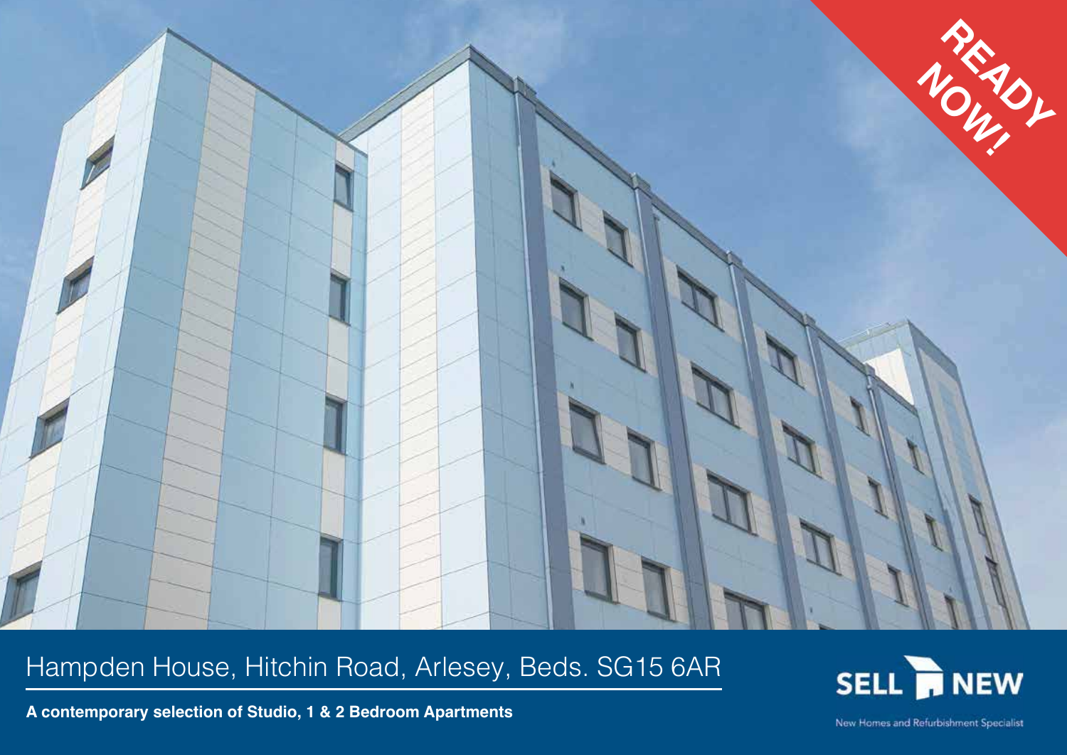READY NOW!

# Hampden House, Hitchin Road, Arlesey, Beds. SG15 6AR

**A contemporary selection of Studio, 1 & 2 Bedroom Apartments**

SELL NEW

New Homes and Refurbishment Specialist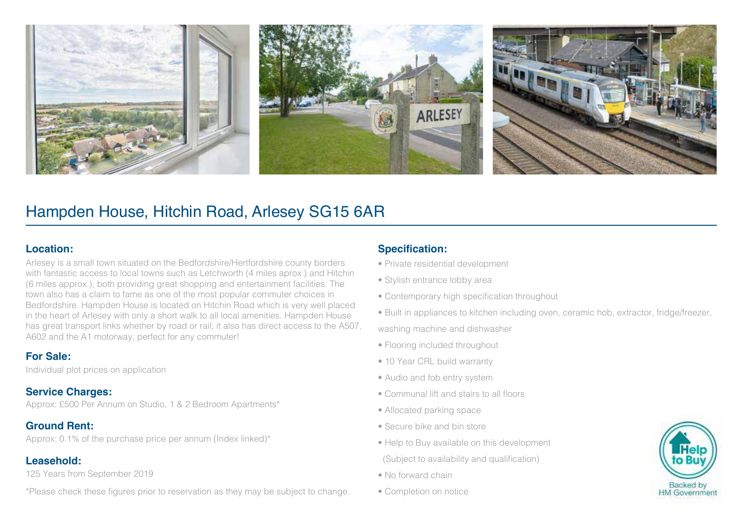# Hampden House, Hitchin Road, Arlesey SG15 6AR

## Location:

Arlesey is a small town situated on the Bedfordshire/Hertfordshire county borders with fantastic access to local towns such as Letchworth (4 miles aprox.) and Hitchin (6 miles approx.), both providing great shopping and entertainment facilities. The town also has a claim to fame as one of the most popular commuter choices in Bedfordshire. Hampden House is located on Hitchin Road which is very well placed in the heart of Arlesey with only a short walk to all local amenities. Hampden House has great transport links whether by road or rail; it also has direct access to the A507, A602 and the A1 motorway, perfect for any commuter!

## For Sale:

Individual plot prices on application

## Service Charges:

Approx: £500 Per Annum on Studio, 1 & 2 Bedroom Apartments*

## Ground Rent:

Approx: 0.1% of the purchase price per annum (Index linked)*

## Leasehold:

125 Years from September 2019

*Please check these figures prior to reservation as they may be subject to change.

## Specification:

- Private residential development
- Stylish entrance lobby area
- Contemporary high specification throughout
- Built in appliances to kitchen including oven, ceramic hob, extractor, fridge/freezer, washing machine and dishwasher
- Flooring included throughout
- 10 Year CRL build warranty
- Audio and fob entry system
- Communal lift and stairs to all floors
- Allocated parking space
- Secure bike and bin store
- Help to Buy available on this development (Subject to availability and qualification)
- No forward chain
- Completion on notice

Help to Buy
Backed by HM Government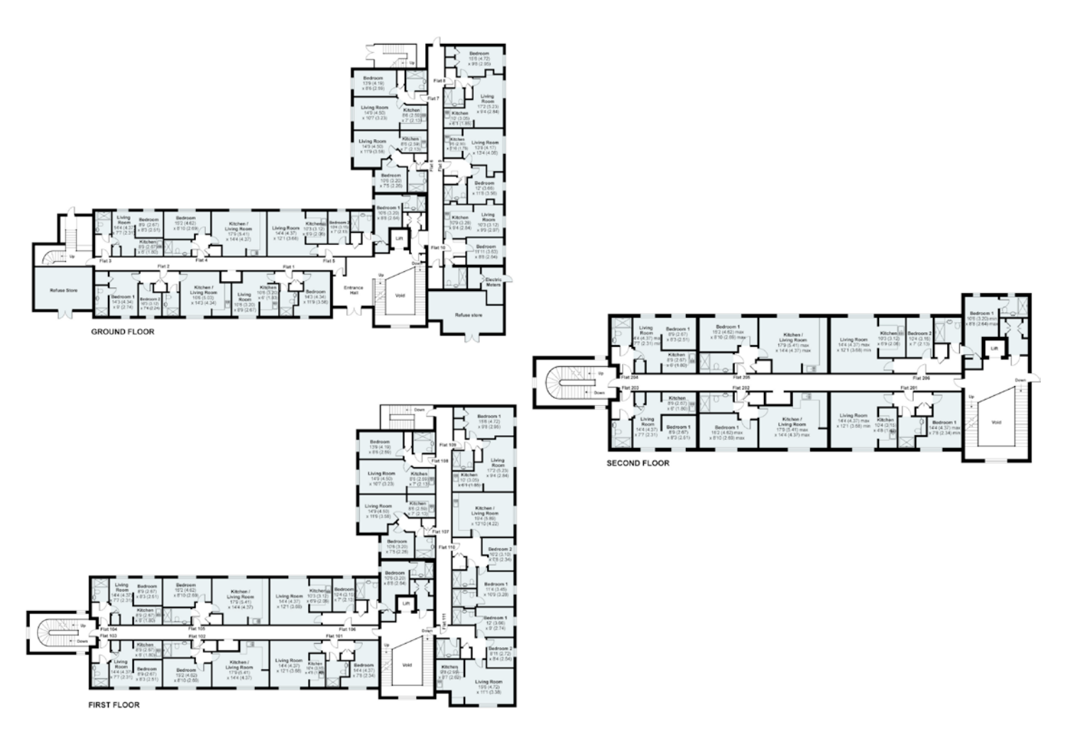GROUND FLOOR

FIRST FLOOR

SECOND FLOOR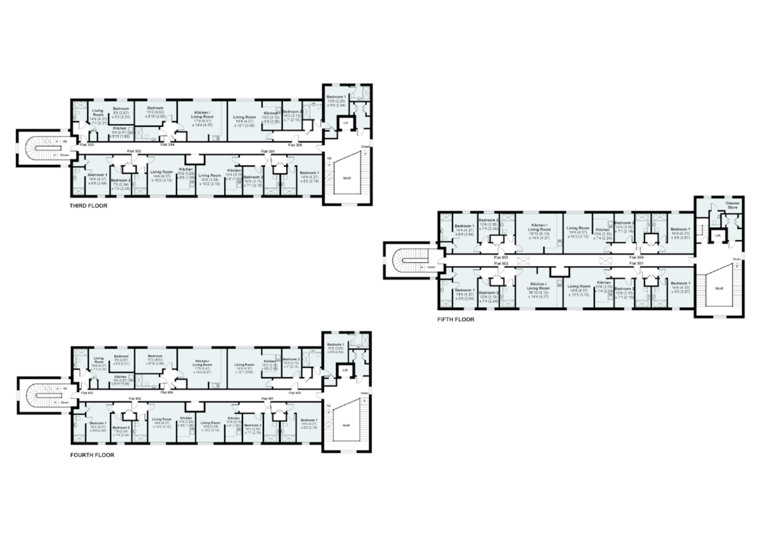## THIRD FLOOR

- Flat 303: Living Room 14'4 (4.37) x 7'7 (2.31); Bedroom 8'9 (2.67) x 8'3 (2.51); Kitchen 8'9 (2.67) x 5'11 (1.80)
- Flat 304: Bedroom 15'2 (4.62) x 8'10 (2.69); Kitchen / Living Room 17'9 (5.41) x 14'4 (4.37)
- Flat 305: Living Room 14'4 (4.37) x 12'1 (3.68); Kitchen 10'3 (3.12) x 6'9 (2.06); Bedroom 2 10'3 (3.12) x 7' (2.13); Bedroom 1 10'6 (3.20) x 8'8 (2.64)
- Flat 302: Bedroom 1 14'4 (4.37) x 8'8 (2.64); Bedroom 2 7'8 (2.34) x 7'4 (2.24); Living Room 14'4 (4.37) x 10'2 (3.10); Kitchen 10'9 (3.28) x 6'6 (1.98)
- Flat 301: Living Room 10'9 (3.28) x 10'2 (3.10); Kitchen 10'4 (3.15) x 6' (1.83); Bedroom 2 10'4 (3.15) x 7'1 (2.16); Bedroom 1 14'4 (4.37) x 9'2 (2.79)
- Lift; Up; Down; Void

## FOURTH FLOOR

- Flat 403: Living Room 14'4 (4.37) x 7'7 (2.31); Bedroom 8'9 (2.67) x 8'3 (2.51); Kitchen 8'9 (2.67) x 5'11 (1.80)
- Flat 404: Bedroom 15'2 (4.62) x 8'10 (2.69); Kitchen / Living Room 17'9 (5.41) x 14'4 (4.37)
- Flat 405: Living Room 14'4 (4.37) x 12'1 (3.68); Kitchen 10'3 (3.12) x 6'9 (2.06); Bedroom 2 10'3 (3.12) x 7' (2.13); Bedroom 1 10'6 (3.20) x 8'8 (2.64)
- Flat 402: Bedroom 1 14'4 (4.37) x 8'8 (2.64); Bedroom 2 7'8 (2.34) x 7'4 (2.24); Living Room 14'4 (4.37) x 10'2 (3.10); Kitchen 10'9 (3.28) x 6'6 (1.98)
- Flat 401: Living Room 10'9 (3.28) x 10'2 (3.10); Kitchen 10'4 (3.15) x 6' (1.83); Bedroom 2 10'4 (3.15) x 7'1 (2.16); Bedroom 1 14'4 (4.37) x 9'2 (2.79)
- Lift; Up; Down; Void

## FIFTH FLOOR

- Flat 503: Bedroom 1 14'4 (4.37) x 8'8 (2.64); Bedroom 2 10'4 (3.15) x 7'4 (2.24); Kitchen / Living Room 16'10 (5.13) x 14'4 (4.37)
- Flat 504: Living Room 14'4 (4.37) x 10'3 (3.12); Kitchen 10'4 (3.15) x 7'4 (2.24); Bedroom 2 10'4 (3.15) x 7'1 (2.16); Bedroom 1 14'4 (4.37) x 9'5 (2.87)
- Flat 502: Bedroom 1 14'4 (4.37) x 8'8 (2.64); Bedroom 2 10'4 (3.15) x 7'4 (2.24); Kitchen / Living Room 16'10 (5.13) x 14'4 (4.37)
- Flat 501: Living Room 14'4 (4.37) x 10'3 (3.12); Kitchen 10'4 (3.15) x 7'4 (2.24); Bedroom 2 10'4 (3.15) x 7'1 (2.16); Bedroom 1 14'4 (4.37) x 9'5 (2.87)
- Cleaner Store; Lift; Down; Void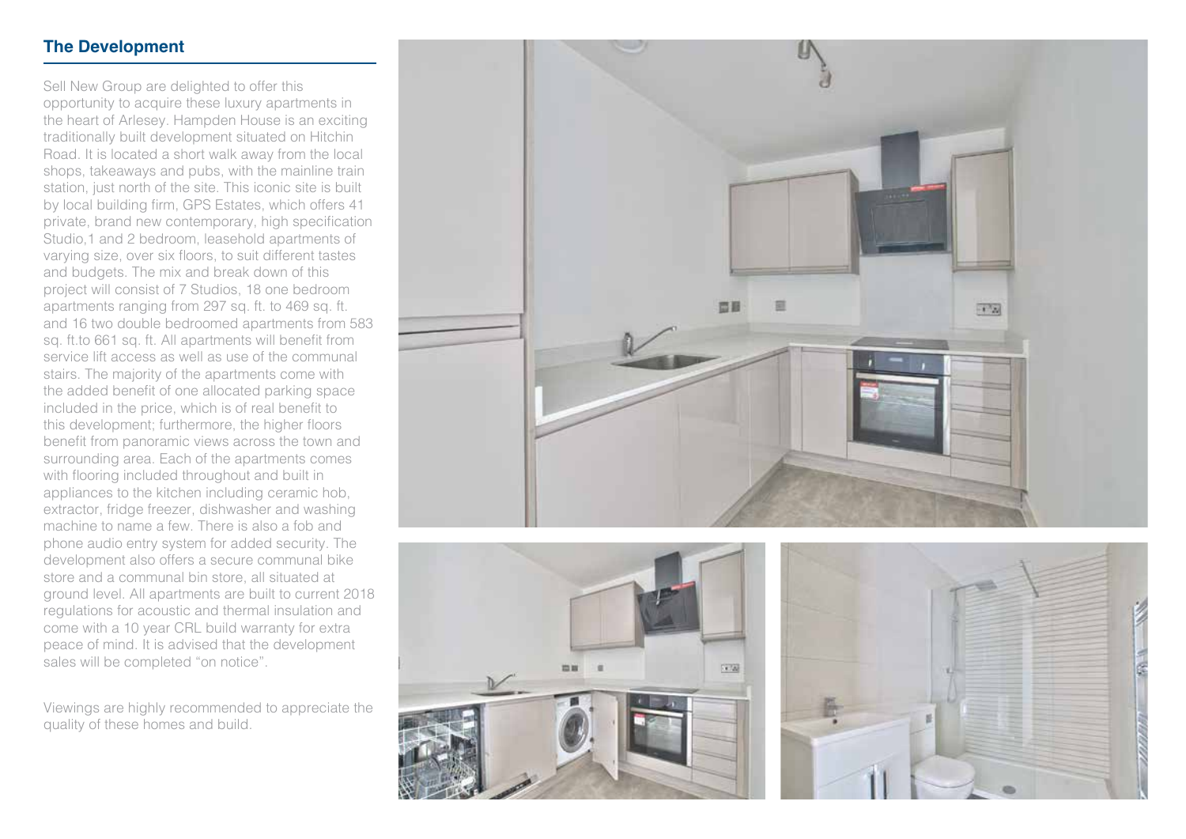## The Development

Sell New Group are delighted to offer this opportunity to acquire these luxury apartments in the heart of Arlesey. Hampden House is an exciting traditionally built development situated on Hitchin Road. It is located a short walk away from the local shops, takeaways and pubs, with the mainline train station, just north of the site. This iconic site is built by local building firm, GPS Estates, which offers 41 private, brand new contemporary, high specification Studio,1 and 2 bedroom, leasehold apartments of varying size, over six floors, to suit different tastes and budgets. The mix and break down of this project will consist of 7 Studios, 18 one bedroom apartments ranging from 297 sq. ft. to 469 sq. ft. and 16 two double bedroomed apartments from 583 sq. ft.to 661 sq. ft. All apartments will benefit from service lift access as well as use of the communal stairs. The majority of the apartments come with the added benefit of one allocated parking space included in the price, which is of real benefit to this development; furthermore, the higher floors benefit from panoramic views across the town and surrounding area. Each of the apartments comes with flooring included throughout and built in appliances to the kitchen including ceramic hob, extractor, fridge freezer, dishwasher and washing machine to name a few. There is also a fob and phone audio entry system for added security. The development also offers a secure communal bike store and a communal bin store, all situated at ground level. All apartments are built to current 2018 regulations for acoustic and thermal insulation and come with a 10 year CRL build warranty for extra peace of mind. It is advised that the development sales will be completed "on notice".

Viewings are highly recommended to appreciate the quality of these homes and build.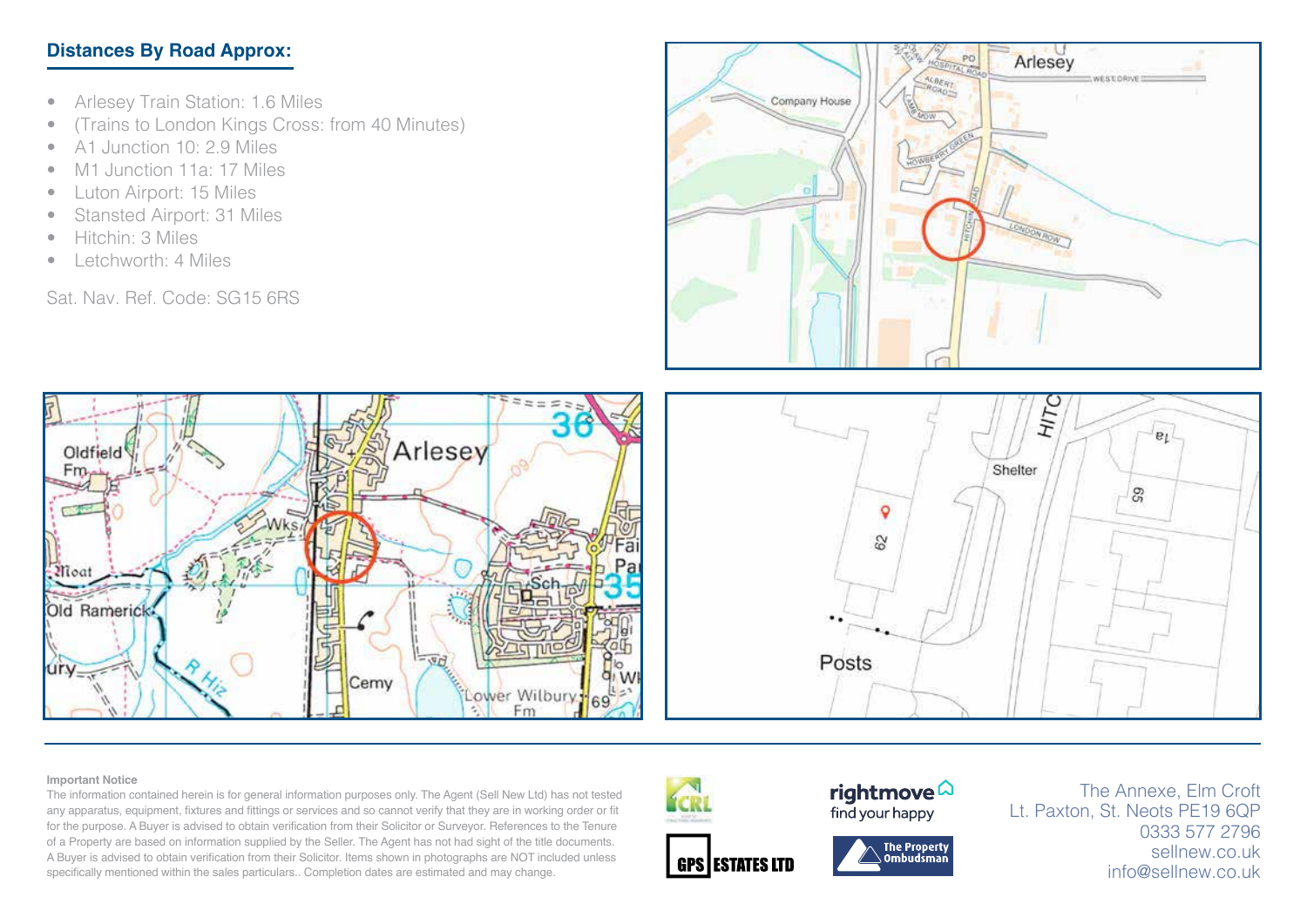## Distances By Road Approx:

- Arlesey Train Station: 1.6 Miles
- (Trains to London Kings Cross: from 40 Minutes)
- A1 Junction 10: 2.9 Miles
- M1 Junction 11a: 17 Miles
- Luton Airport: 15 Miles
- Stansted Airport: 31 Miles
- Hitchin: 3 Miles
- Letchworth: 4 Miles

Sat. Nav. Ref. Code: SG15 6RS

**Important Notice**

The information contained herein is for general information purposes only. The Agent (Sell New Ltd) has not tested any apparatus, equipment, fixtures and fittings or services and so cannot verify that they are in working order or fit for the purpose. A Buyer is advised to obtain verification from their Solicitor or Surveyor. References to the Tenure of a Property are based on information supplied by the Seller. The Agent has not had sight of the title documents. A Buyer is advised to obtain verification from their Solicitor. Items shown in photographs are NOT included unless specifically mentioned within the sales particulars.. Completion dates are estimated and may change.

The Annexe, Elm Croft
Lt. Paxton, St. Neots PE19 6QP
0333 577 2796
sellnew.co.uk
info@sellnew.co.uk